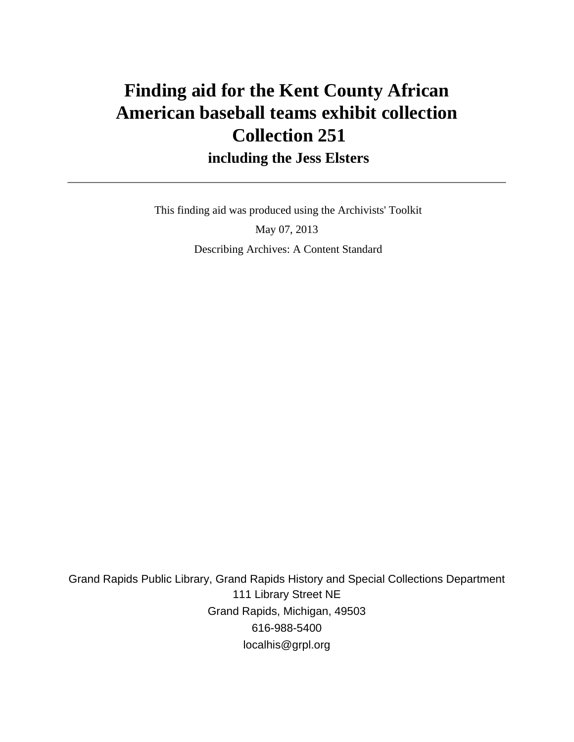# Finding aid for the Kent County African American baseball teams exhibit collection Collection 251

## including the Jess Elsters

---

This finding aid was produced using the Archivists' Toolkit

May 07, 2013

Describing Archives: A Content Standard

Grand Rapids Public Library, Grand Rapids History and Special Collections Department
111 Library Street NE
Grand Rapids, Michigan, 49503
616-988-5400
localhis@grpl.org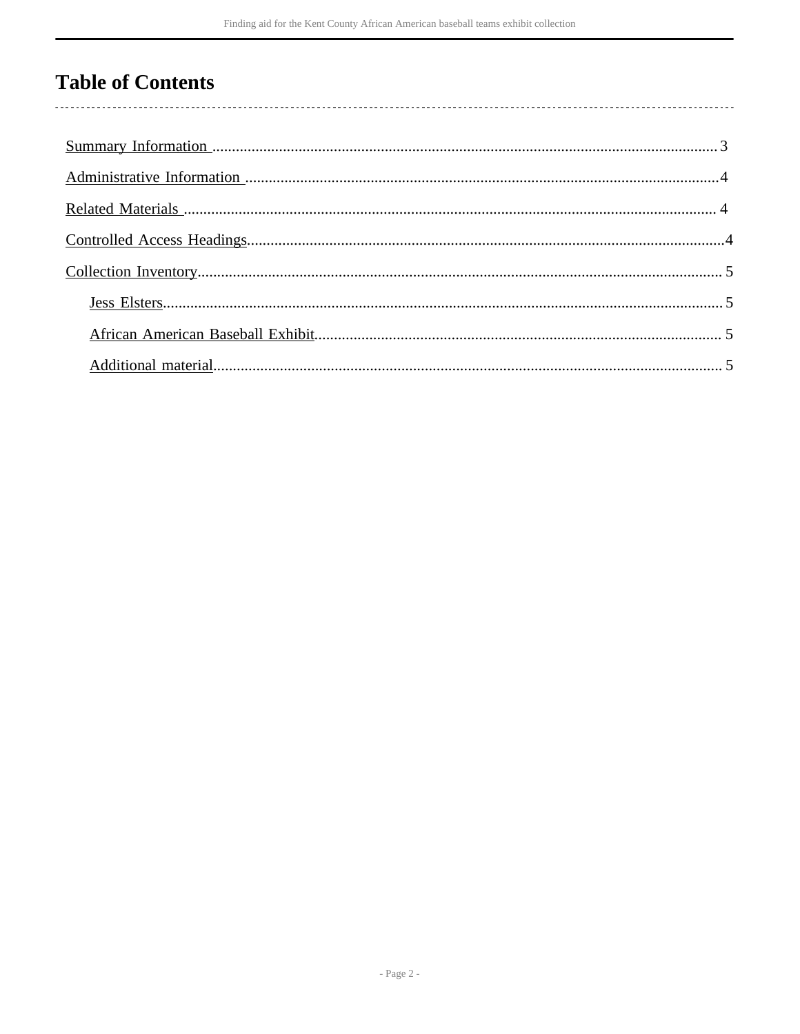# Table of Contents

- Summary Information ... 3
- Administrative Information ... 4
- Related Materials ... 4
- Controlled Access Headings ... 4
- Collection Inventory ... 5
    - Jess Elsters ... 5
    - African American Baseball Exhibit ... 5
    - Additional material ... 5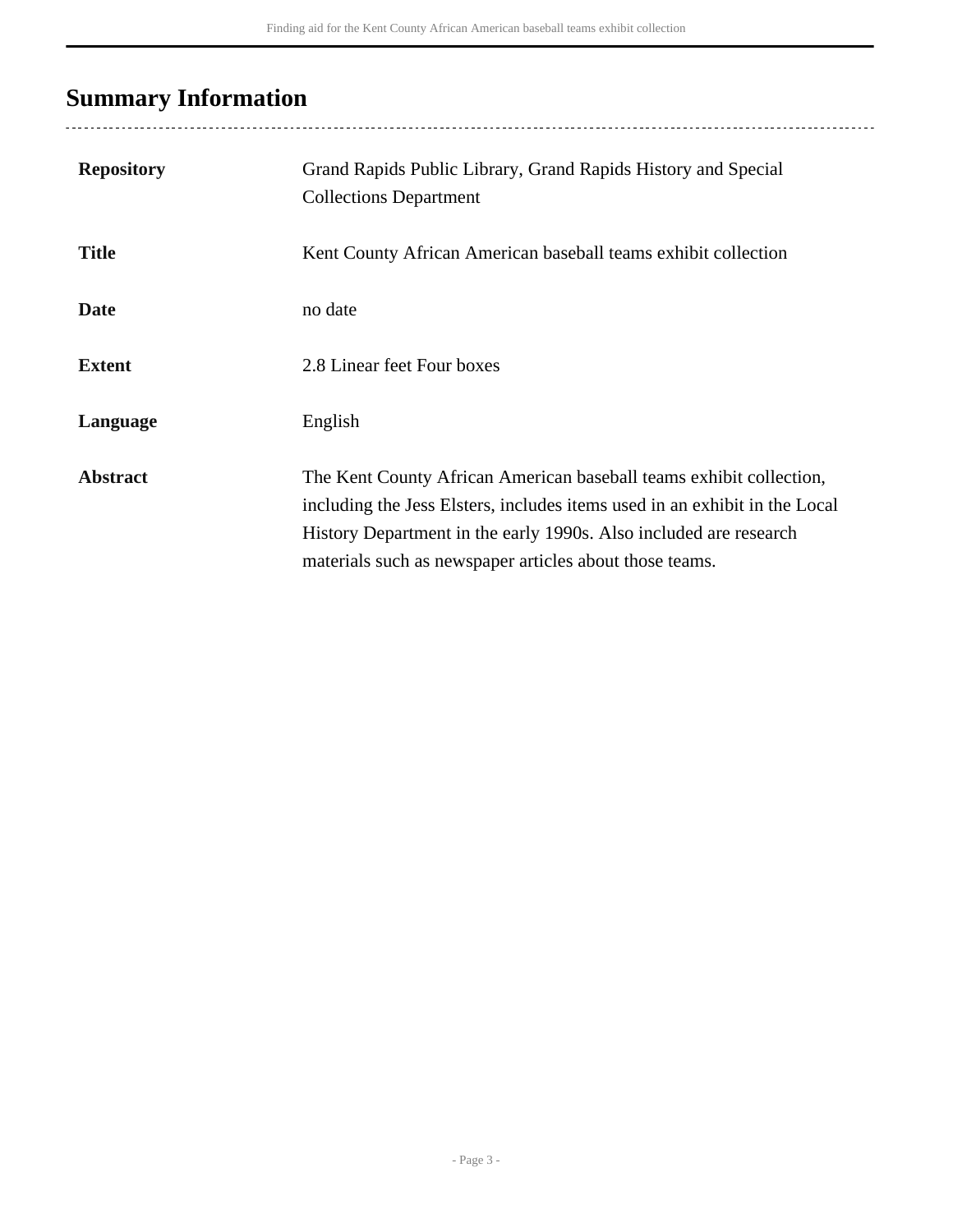## Summary Information

| | |
|---|---|
| **Repository** | Grand Rapids Public Library, Grand Rapids History and Special Collections Department |
| **Title** | Kent County African American baseball teams exhibit collection |
| **Date** | no date |
| **Extent** | 2.8 Linear feet Four boxes |
| **Language** | English |
| **Abstract** | The Kent County African American baseball teams exhibit collection, including the Jess Elsters, includes items used in an exhibit in the Local History Department in the early 1990s. Also included are research materials such as newspaper articles about those teams. |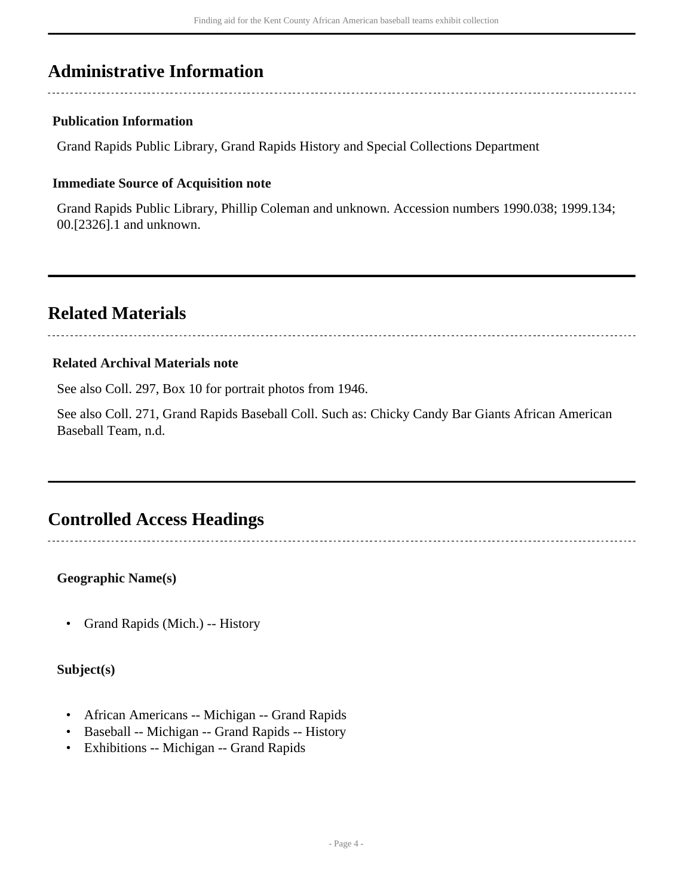## Administrative Information

### Publication Information

Grand Rapids Public Library, Grand Rapids History and Special Collections Department

### Immediate Source of Acquisition note

Grand Rapids Public Library, Phillip Coleman and unknown. Accession numbers 1990.038; 1999.134; 00.[2326].1 and unknown.

## Related Materials

### Related Archival Materials note

See also Coll. 297, Box 10 for portrait photos from 1946.

See also Coll. 271, Grand Rapids Baseball Coll. Such as: Chicky Candy Bar Giants African American Baseball Team, n.d.

## Controlled Access Headings

**Geographic Name(s)**

- Grand Rapids (Mich.) -- History

**Subject(s)**

- African Americans -- Michigan -- Grand Rapids
- Baseball -- Michigan -- Grand Rapids -- History
- Exhibitions -- Michigan -- Grand Rapids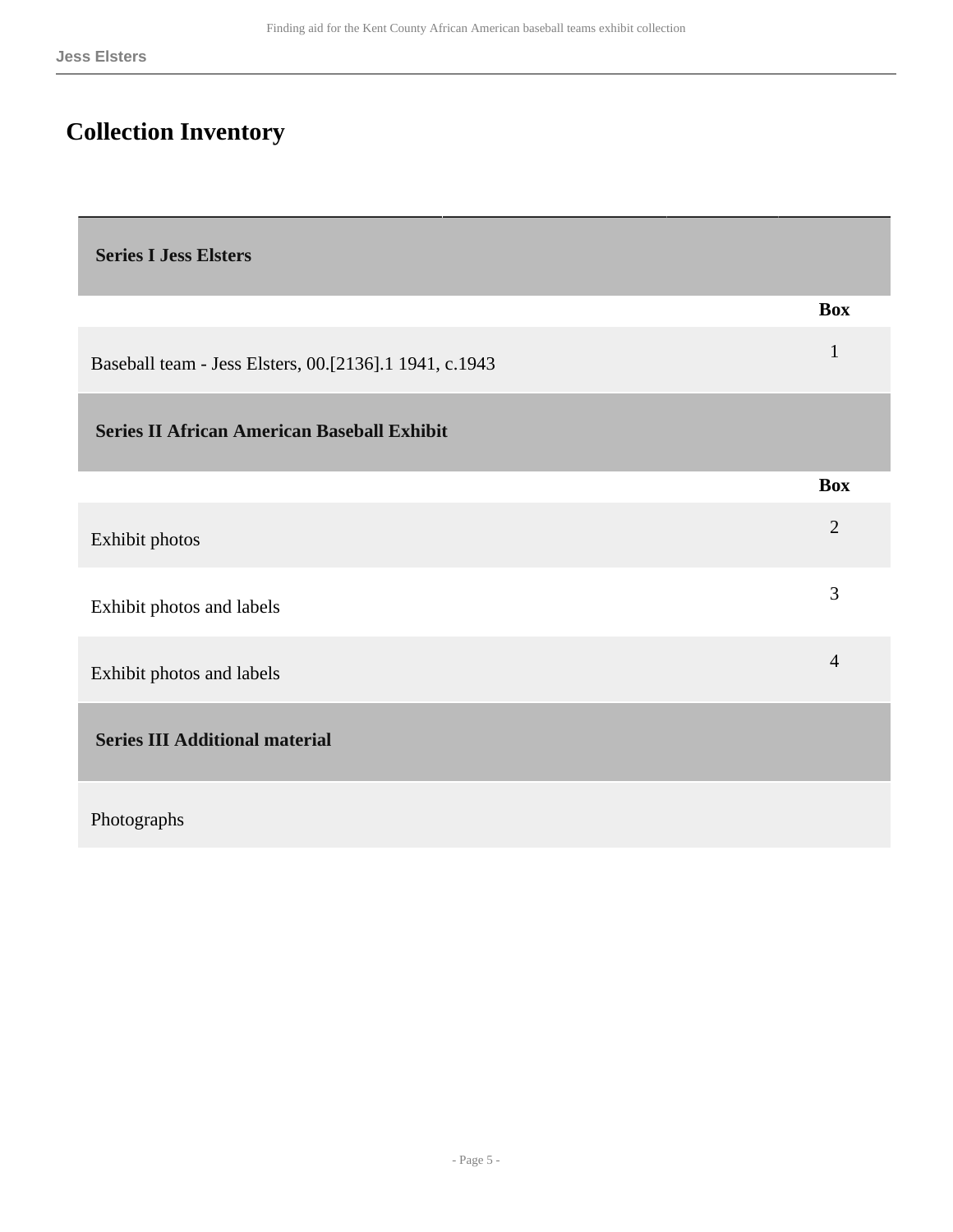# Collection Inventory

| | |
|---|---|
| **Series I Jess Elsters** | |
| | **Box** |
| Baseball team - Jess Elsters, 00.[2136].1 1941, c.1943 | 1 |
| **Series II African American Baseball Exhibit** | |
| | **Box** |
| Exhibit photos | 2 |
| Exhibit photos and labels | 3 |
| Exhibit photos and labels | 4 |
| **Series III Additional material** | |
| Photographs | |